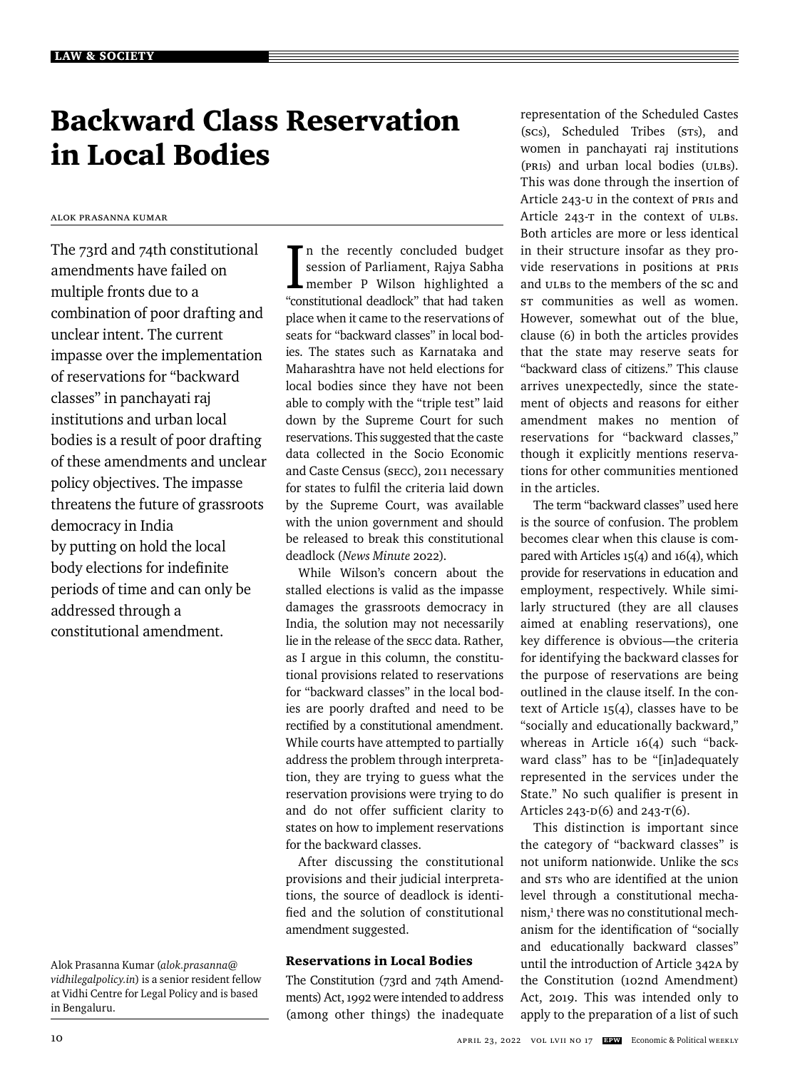# Backward Class Reservation in Local Bodies

Alok Prasanna Kumar

The 73rd and 74th constitutional amendments have failed on multiple fronts due to a combination of poor drafting and unclear intent. The current impasse over the implementation of reservations for "backward classes" in panchayati raj institutions and urban local bodies is a result of poor drafting of these amendments and unclear policy objectives. The impasse threatens the future of grassroots democracy in India by putting on hold the local body elections for indefinite periods of time and can only be addressed through a constitutional amendment.

Alok Prasanna Kumar (*alok.prasanna@vidhilegalpolicy.in*) is a senior resident fellow at Vidhi Centre for Legal Policy and is based in Bengaluru.

In the recently concluded budget session of Parliament, Rajya Sabha member P Wilson highlighted a "constitutional deadlock" that had taken place when it came to the reservations of seats for "backward classes" in local bodies. The states such as Karnataka and Maharashtra have not held elections for local bodies since they have not been able to comply with the "triple test" laid down by the Supreme Court for such reservations. This suggested that the caste data collected in the Socio Economic and Caste Census (SECC), 2011 necessary for states to fulfil the criteria laid down by the Supreme Court, was available with the union government and should be released to break this constitutional deadlock (*News Minute* 2022).

While Wilson's concern about the stalled elections is valid as the impasse damages the grassroots democracy in India, the solution may not necessarily lie in the release of the SECC data. Rather, as I argue in this column, the constitutional provisions related to reservations for "backward classes" in the local bodies are poorly drafted and need to be rectified by a constitutional amendment. While courts have attempted to partially address the problem through interpretation, they are trying to guess what the reservation provisions were trying to do and do not offer sufficient clarity to states on how to implement reservations for the backward classes.

After discussing the constitutional provisions and their judicial interpretations, the source of deadlock is identified and the solution of constitutional amendment suggested.

### Reservations in Local Bodies

The Constitution (73rd and 74th Amendments) Act, 1992 were intended to address (among other things) the inadequate representation of the Scheduled Castes (SCs), Scheduled Tribes (STs), and women in panchayati raj institutions (PRIs) and urban local bodies (ULBs). This was done through the insertion of Article 243-U in the context of PRIs and Article 243-T in the context of ULBs. Both articles are more or less identical in their structure insofar as they provide reservations in positions at PRIs and ULBs to the members of the SC and ST communities as well as women. However, somewhat out of the blue, clause (6) in both the articles provides that the state may reserve seats for "backward class of citizens." This clause arrives unexpectedly, since the statement of objects and reasons for either amendment makes no mention of reservations for "backward classes," though it explicitly mentions reservations for other communities mentioned in the articles.

The term "backward classes" used here is the source of confusion. The problem becomes clear when this clause is compared with Articles 15(4) and 16(4), which provide for reservations in education and employment, respectively. While similarly structured (they are all clauses aimed at enabling reservations), one key difference is obvious—the criteria for identifying the backward classes for the purpose of reservations are being outlined in the clause itself. In the context of Article 15(4), classes have to be "socially and educationally backward," whereas in Article 16(4) such "backward class" has to be "[in]adequately represented in the services under the State." No such qualifier is present in Articles 243-D(6) and 243-T(6).

This distinction is important since the category of "backward classes" is not uniform nationwide. Unlike the SCs and STs who are identified at the union level through a constitutional mechanism,[1] there was no constitutional mechanism for the identification of "socially and educationally backward classes" until the introduction of Article 342A by the Constitution (102nd Amendment) Act, 2019. This was intended only to apply to the preparation of a list of such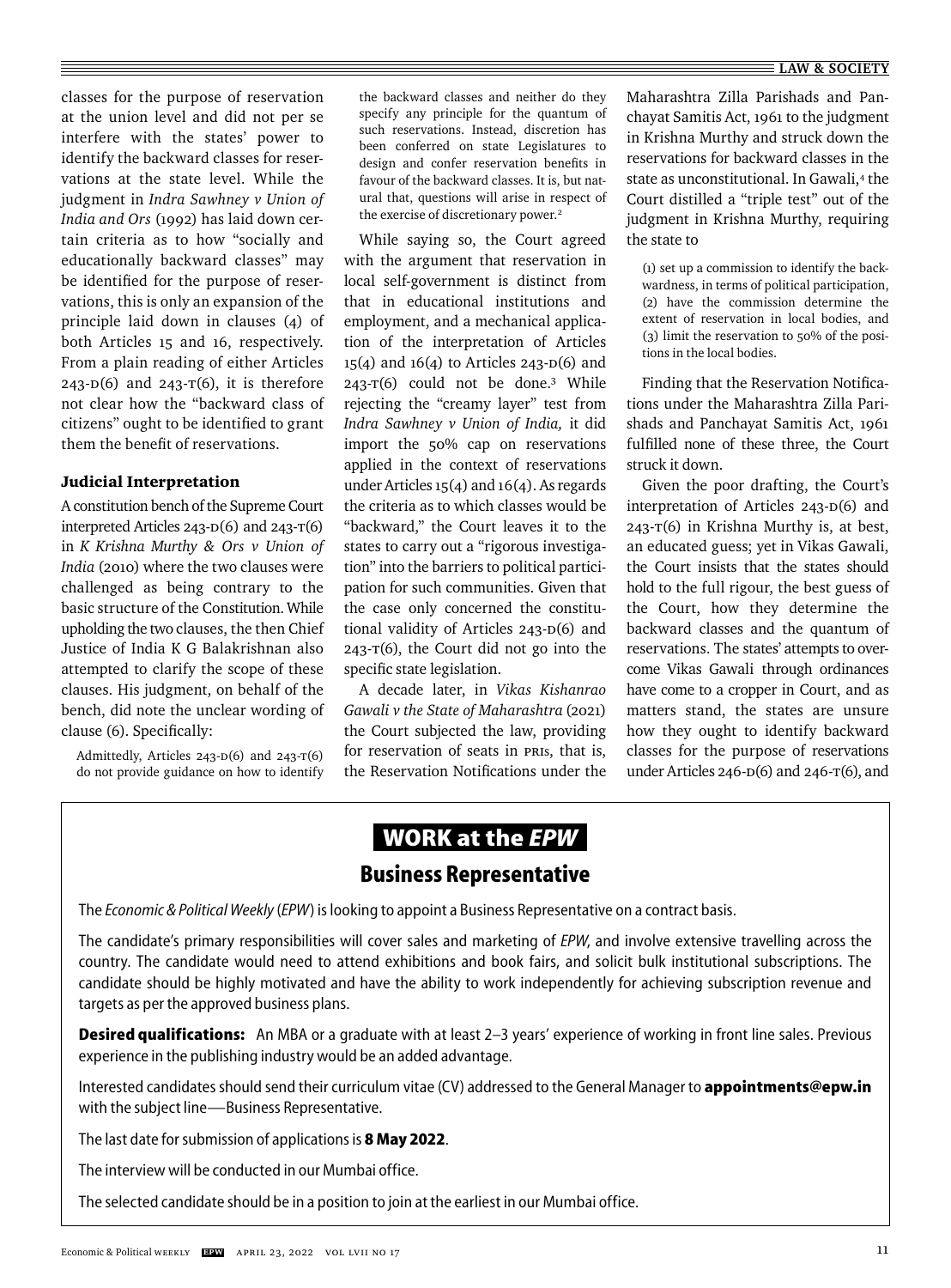classes for the purpose of reservation at the union level and did not per se interfere with the states' power to identify the backward classes for reservations at the state level. While the judgment in *Indra Sawhney v Union of India and Ors* (1992) has laid down certain criteria as to how "socially and educationally backward classes" may be identified for the purpose of reservations, this is only an expansion of the principle laid down in clauses (4) of both Articles 15 and 16, respectively. From a plain reading of either Articles 243-D(6) and 243-T(6), it is therefore not clear how the "backward class of citizens" ought to be identified to grant them the benefit of reservations.

### Judicial Interpretation

A constitution bench of the Supreme Court interpreted Articles 243-D(6) and 243-T(6) in *K Krishna Murthy & Ors v Union of India* (2010) where the two clauses were challenged as being contrary to the basic structure of the Constitution. While upholding the two clauses, the then Chief Justice of India K G Balakrishnan also attempted to clarify the scope of these clauses. His judgment, on behalf of the bench, did note the unclear wording of clause (6). Specifically:

> Admittedly, Articles 243-D(6) and 243-T(6) do not provide guidance on how to identify the backward classes and neither do they specify any principle for the quantum of such reservations. Instead, discretion has been conferred on state Legislatures to design and confer reservation benefits in favour of the backward classes. It is, but natural that, questions will arise in respect of the exercise of discretionary power.[2]

While saying so, the Court agreed with the argument that reservation in local self-government is distinct from that in educational institutions and employment, and a mechanical application of the interpretation of Articles 15(4) and 16(4) to Articles 243-D(6) and 243-T(6) could not be done.[3] While rejecting the "creamy layer" test from *Indra Sawhney v Union of India,* it did import the 50% cap on reservations applied in the context of reservations under Articles 15(4) and 16(4). As regards the criteria as to which classes would be "backward," the Court leaves it to the states to carry out a "rigorous investigation" into the barriers to political participation for such communities. Given that the case only concerned the constitutional validity of Articles 243-D(6) and 243-T(6), the Court did not go into the specific state legislation.

A decade later, in *Vikas Kishanrao Gawali v the State of Maharashtra* (2021) the Court subjected the law, providing for reservation of seats in PRIs, that is, the Reservation Notifications under the Maharashtra Zilla Parishads and Panchayat Samitis Act, 1961 to the judgment in Krishna Murthy and struck down the reservations for backward classes in the state as unconstitutional. In Gawali,[4] the Court distilled a "triple test" out of the judgment in Krishna Murthy, requiring the state to

> (1) set up a commission to identify the backwardness, in terms of political participation, (2) have the commission determine the extent of reservation in local bodies, and (3) limit the reservation to 50% of the positions in the local bodies.

Finding that the Reservation Notifications under the Maharashtra Zilla Parishads and Panchayat Samitis Act, 1961 fulfilled none of these three, the Court struck it down.

Given the poor drafting, the Court's interpretation of Articles 243-D(6) and 243-T(6) in Krishna Murthy is, at best, an educated guess; yet in Vikas Gawali, the Court insists that the states should hold to the full rigour, the best guess of the Court, how they determine the backward classes and the quantum of reservations. The states' attempts to overcome Vikas Gawali through ordinances have come to a cropper in Court, and as matters stand, the states are unsure how they ought to identify backward classes for the purpose of reservations under Articles 246-D(6) and 246-T(6), and

## WORK at the *EPW*

### Business Representative

The *Economic & Political Weekly* (*EPW*) is looking to appoint a Business Representative on a contract basis.

The candidate's primary responsibilities will cover sales and marketing of *EPW*, and involve extensive travelling across the country. The candidate would need to attend exhibitions and book fairs, and solicit bulk institutional subscriptions. The candidate should be highly motivated and have the ability to work independently for achieving subscription revenue and targets as per the approved business plans.

**Desired qualifications:** An MBA or a graduate with at least 2–3 years' experience of working in front line sales. Previous experience in the publishing industry would be an added advantage.

Interested candidates should send their curriculum vitae (CV) addressed to the General Manager to **appointments@epw.in** with the subject line—Business Representative.

The last date for submission of applications is **8 May 2022**.

The interview will be conducted in our Mumbai office.

The selected candidate should be in a position to join at the earliest in our Mumbai office.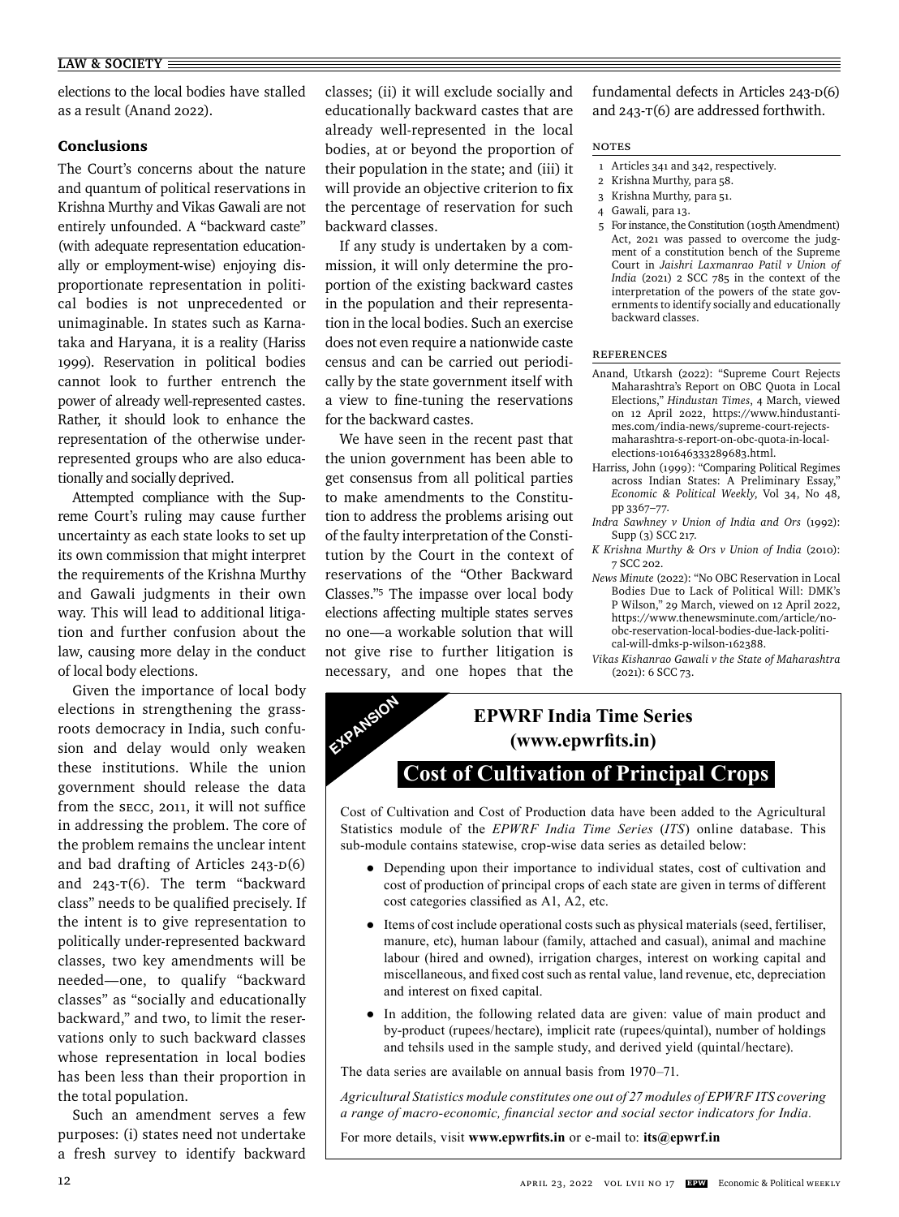elections to the local bodies have stalled as a result (Anand 2022).

## Conclusions

The Court's concerns about the nature and quantum of political reservations in Krishna Murthy and Vikas Gawali are not entirely unfounded. A "backward caste" (with adequate representation educationally or employment-wise) enjoying disproportionate representation in political bodies is not unprecedented or unimaginable. In states such as Karnataka and Haryana, it is a reality (Hariss 1999). Reservation in political bodies cannot look to further entrench the power of already well-represented castes. Rather, it should look to enhance the representation of the otherwise under-represented groups who are also educationally and socially deprived.

Attempted compliance with the Supreme Court's ruling may cause further uncertainty as each state looks to set up its own commission that might interpret the requirements of the Krishna Murthy and Gawali judgments in their own way. This will lead to additional litigation and further confusion about the law, causing more delay in the conduct of local body elections.

Given the importance of local body elections in strengthening the grassroots democracy in India, such confusion and delay would only weaken these institutions. While the union government should release the data from the SECC, 2011, it will not suffice in addressing the problem. The core of the problem remains the unclear intent and bad drafting of Articles 243-D(6) and 243-T(6). The term "backward class" needs to be qualified precisely. If the intent is to give representation to politically under-represented backward classes, two key amendments will be needed—one, to qualify "backward classes" as "socially and educationally backward," and two, to limit the reservations only to such backward classes whose representation in local bodies has been less than their proportion in the total population.

Such an amendment serves a few purposes: (i) states need not undertake a fresh survey to identify backward classes; (ii) it will exclude socially and educationally backward castes that are already well-represented in the local bodies, at or beyond the proportion of their population in the state; and (iii) it will provide an objective criterion to fix the percentage of reservation for such backward classes.

If any study is undertaken by a commission, it will only determine the proportion of the existing backward castes in the population and their representation in the local bodies. Such an exercise does not even require a nationwide caste census and can be carried out periodically by the state government itself with a view to fine-tuning the reservations for the backward castes.

We have seen in the recent past that the union government has been able to get consensus from all political parties to make amendments to the Constitution to address the problems arising out of the faulty interpretation of the Constitution by the Court in the context of reservations of the "Other Backward Classes."[5] The impasse over local body elections affecting multiple states serves no one—a workable solution that will not give rise to further litigation is necessary, and one hopes that the fundamental defects in Articles 243-D(6) and 243-T(6) are addressed forthwith.

### Notes

1 Articles 341 and 342, respectively.
2 Krishna Murthy, para 58.
3 Krishna Murthy, para 51.
4 Gawali, para 13.
5 For instance, the Constitution (105th Amendment) Act, 2021 was passed to overcome the judgment of a constitution bench of the Supreme Court in *Jaishri Laxmanrao Patil v Union of India* (2021) 2 SCC 785 in the context of the interpretation of the powers of the state governments to identify socially and educationally backward classes.

### References

Anand, Utkarsh (2022): "Supreme Court Rejects Maharashtra's Report on OBC Quota in Local Elections," *Hindustan Times*, 4 March, viewed on 12 April 2022, https://www.hindustantimes.com/india-news/supreme-court-rejects-maharashtra-s-report-on-obc-quota-in-local-elections-101646333289683.html.

Harriss, John (1999): "Comparing Political Regimes across Indian States: A Preliminary Essay," *Economic & Political Weekly*, Vol 34, No 48, pp 3367–77.

*Indra Sawhney v Union of India and Ors* (1992): Supp (3) SCC 217.

*K Krishna Murthy & Ors v Union of India* (2010): 7 SCC 202.

*News Minute* (2022): "No OBC Reservation in Local Bodies Due to Lack of Political Will: DMK's P Wilson," 29 March, viewed on 12 April 2022, https://www.thenewsminute.com/article/no-obc-reservation-local-bodies-due-lack-political-will-dmks-p-wilson-162388.

*Vikas Kishanrao Gawali v the State of Maharashtra* (2021): 6 SCC 73.

---

EXPANSION

## EPWRF India Time Series (www.epwrfits.in)

## Cost of Cultivation of Principal Crops

Cost of Cultivation and Cost of Production data have been added to the Agricultural Statistics module of the *EPWRF India Time Series* (*ITS*) online database. This sub-module contains statewise, crop-wise data series as detailed below:

- Depending upon their importance to individual states, cost of cultivation and cost of production of principal crops of each state are given in terms of different cost categories classified as A1, A2, etc.
- Items of cost include operational costs such as physical materials (seed, fertiliser, manure, etc), human labour (family, attached and casual), animal and machine labour (hired and owned), irrigation charges, interest on working capital and miscellaneous, and fixed cost such as rental value, land revenue, etc, depreciation and interest on fixed capital.
- In addition, the following related data are given: value of main product and by-product (rupees/hectare), implicit rate (rupees/quintal), number of holdings and tehsils used in the sample study, and derived yield (quintal/hectare).

The data series are available on annual basis from 1970–71.

*Agricultural Statistics module constitutes one out of 27 modules of EPWRF ITS covering a range of macro-economic, financial sector and social sector indicators for India.*

For more details, visit **www.epwrfits.in** or e-mail to: **its@epwrf.in**